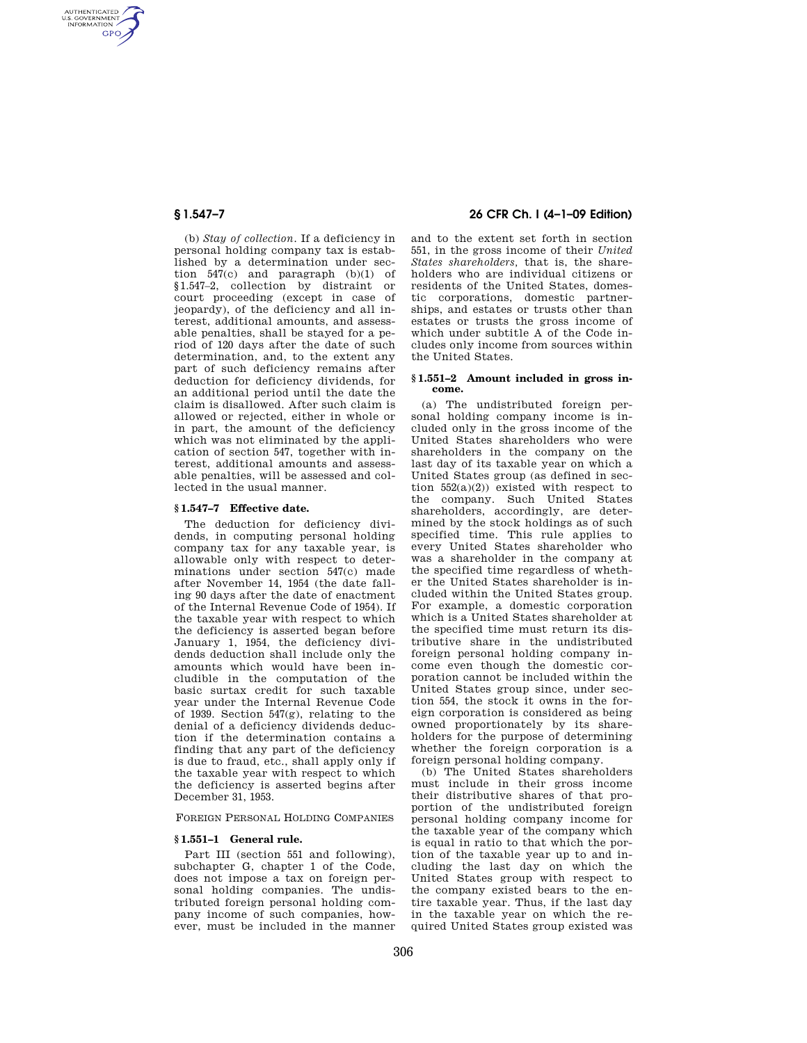(b) *Stay of collection.* If a deficiency in personal holding company tax is established by a determination under section 547(c) and paragraph (b)(1) of §1.547–2, collection by distraint or court proceeding (except in case of jeopardy), of the deficiency and all interest, additional amounts, and assessable penalties, shall be stayed for a period of 120 days after the date of such determination, and, to the extent any part of such deficiency remains after deduction for deficiency dividends, for an additional period until the date the claim is disallowed. After such claim is allowed or rejected, either in whole or in part, the amount of the deficiency which was not eliminated by the application of section 547, together with interest, additional amounts and assessable penalties, will be assessed and collected in the usual manner.

### §1.547–7 Effective date.

The deduction for deficiency dividends, in computing personal holding company tax for any taxable year, is allowable only with respect to determinations under section 547(c) made after November 14, 1954 (the date falling 90 days after the date of enactment of the Internal Revenue Code of 1954). If the taxable year with respect to which the deficiency is asserted began before January 1, 1954, the deficiency dividends deduction shall include only the amounts which would have been includible in the computation of the basic surtax credit for such taxable year under the Internal Revenue Code of 1939. Section 547(g), relating to the denial of a deficiency dividends deduction if the determination contains a finding that any part of the deficiency is due to fraud, etc., shall apply only if the taxable year with respect to which the deficiency is asserted begins after December 31, 1953.

## FOREIGN PERSONAL HOLDING COMPANIES

### §1.551–1 General rule.

Part III (section 551 and following), subchapter G, chapter 1 of the Code, does not impose a tax on foreign personal holding companies. The undistributed foreign personal holding company income of such companies, however, must be included in the manner and to the extent set forth in section 551, in the gross income of their *United States shareholders*, that is, the shareholders who are individual citizens or residents of the United States, domestic corporations, domestic partnerships, and estates or trusts other than estates or trusts the gross income of which under subtitle A of the Code includes only income from sources within the United States.

### §1.551–2 Amount included in gross income.

(a) The undistributed foreign personal holding company income is included only in the gross income of the United States shareholders who were shareholders in the company on the last day of its taxable year on which a United States group (as defined in section 552(a)(2)) existed with respect to the company. Such United States shareholders, accordingly, are determined by the stock holdings as of such specified time. This rule applies to every United States shareholder who was a shareholder in the company at the specified time regardless of whether the United States shareholder is included within the United States group. For example, a domestic corporation which is a United States shareholder at the specified time must return its distributive share in the undistributed foreign personal holding company income even though the domestic corporation cannot be included within the United States group since, under section 554, the stock it owns in the foreign corporation is considered as being owned proportionately by its shareholders for the purpose of determining whether the foreign corporation is a foreign personal holding company.

(b) The United States shareholders must include in their gross income their distributive shares of that proportion of the undistributed foreign personal holding company income for the taxable year of the company which is equal in ratio to that which the portion of the taxable year up to and including the last day on which the United States group with respect to the company existed bears to the entire taxable year. Thus, if the last day in the taxable year on which the required United States group existed was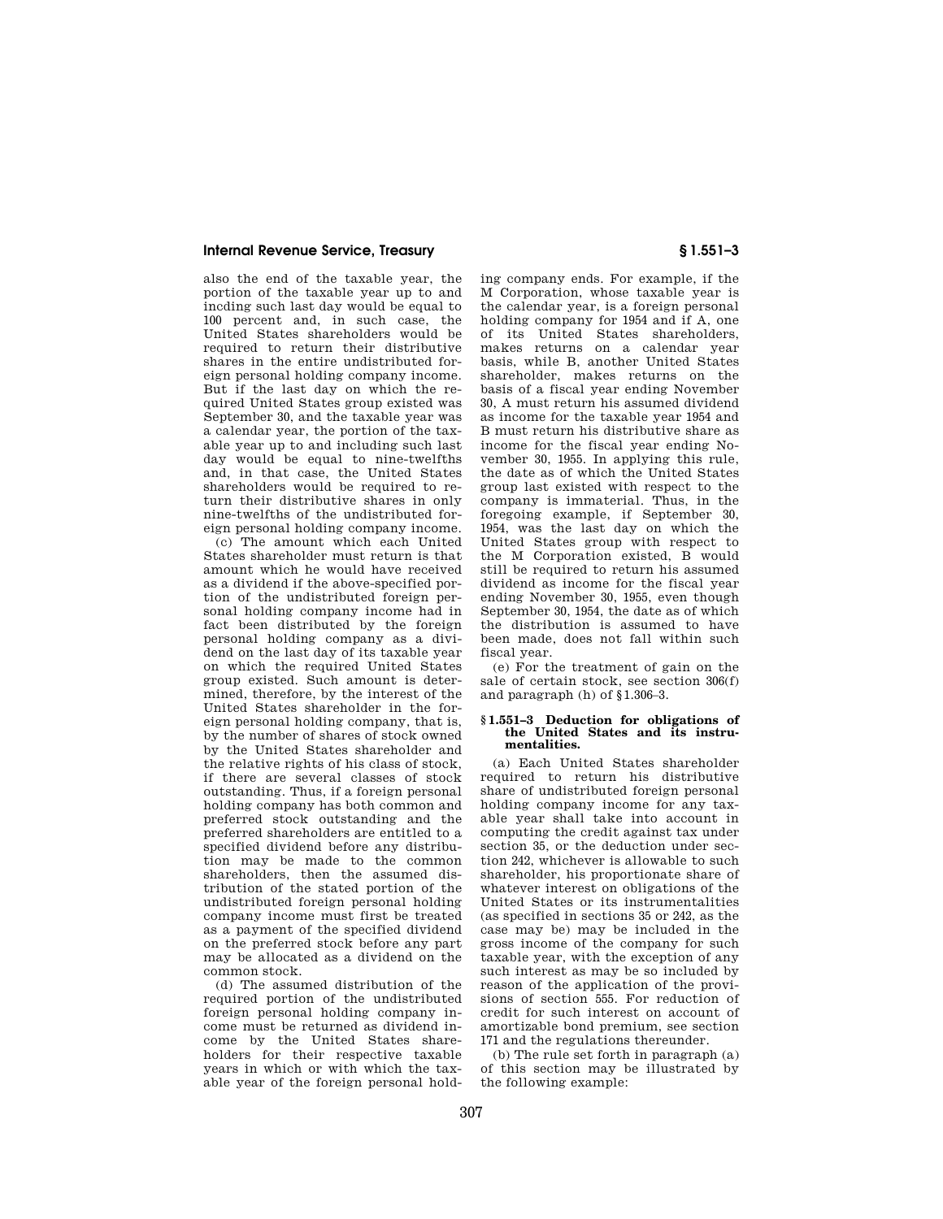also the end of the taxable year, the portion of the taxable year up to and incding such last day would be equal to 100 percent and, in such case, the United States shareholders would be required to return their distributive shares in the entire undistributed foreign personal holding company income. But if the last day on which the required United States group existed was September 30, and the taxable year was a calendar year, the portion of the taxable year up to and including such last day would be equal to nine-twelfths and, in that case, the United States shareholders would be required to return their distributive shares in only nine-twelfths of the undistributed foreign personal holding company income.

(c) The amount which each United States shareholder must return is that amount which he would have received as a dividend if the above-specified portion of the undistributed foreign personal holding company income had in fact been distributed by the foreign personal holding company as a dividend on the last day of its taxable year on which the required United States group existed. Such amount is determined, therefore, by the interest of the United States shareholder in the foreign personal holding company, that is, by the number of shares of stock owned by the United States shareholder and the relative rights of his class of stock, if there are several classes of stock outstanding. Thus, if a foreign personal holding company has both common and preferred stock outstanding and the preferred shareholders are entitled to a specified dividend before any distribution may be made to the common shareholders, then the assumed distribution of the stated portion of the undistributed foreign personal holding company income must first be treated as a payment of the specified dividend on the preferred stock before any part may be allocated as a dividend on the common stock.

(d) The assumed distribution of the required portion of the undistributed foreign personal holding company income must be returned as dividend income by the United States shareholders for their respective taxable years in which or with which the taxable year of the foreign personal holding company ends. For example, if the M Corporation, whose taxable year is the calendar year, is a foreign personal holding company for 1954 and if A, one of its United States shareholders, makes returns on a calendar year basis, while B, another United States shareholder, makes returns on the basis of a fiscal year ending November 30, A must return his assumed dividend as income for the taxable year 1954 and B must return his distributive share as income for the fiscal year ending November 30, 1955. In applying this rule, the date as of which the United States group last existed with respect to the company is immaterial. Thus, in the foregoing example, if September 30, 1954, was the last day on which the United States group with respect to the M Corporation existed, B would still be required to return his assumed dividend as income for the fiscal year ending November 30, 1955, even though September 30, 1954, the date as of which the distribution is assumed to have been made, does not fall within such fiscal year.

(e) For the treatment of gain on the sale of certain stock, see section 306(f) and paragraph (h) of §1.306–3.

### §1.551–3 Deduction for obligations of the United States and its instrumentalities.

(a) Each United States shareholder required to return his distributive share of undistributed foreign personal holding company income for any taxable year shall take into account in computing the credit against tax under section 35, or the deduction under section 242, whichever is allowable to such shareholder, his proportionate share of whatever interest on obligations of the United States or its instrumentalities (as specified in sections 35 or 242, as the case may be) may be included in the gross income of the company for such taxable year, with the exception of any such interest as may be so included by reason of the application of the provisions of section 555. For reduction of credit for such interest on account of amortizable bond premium, see section 171 and the regulations thereunder.

(b) The rule set forth in paragraph (a) of this section may be illustrated by the following example: